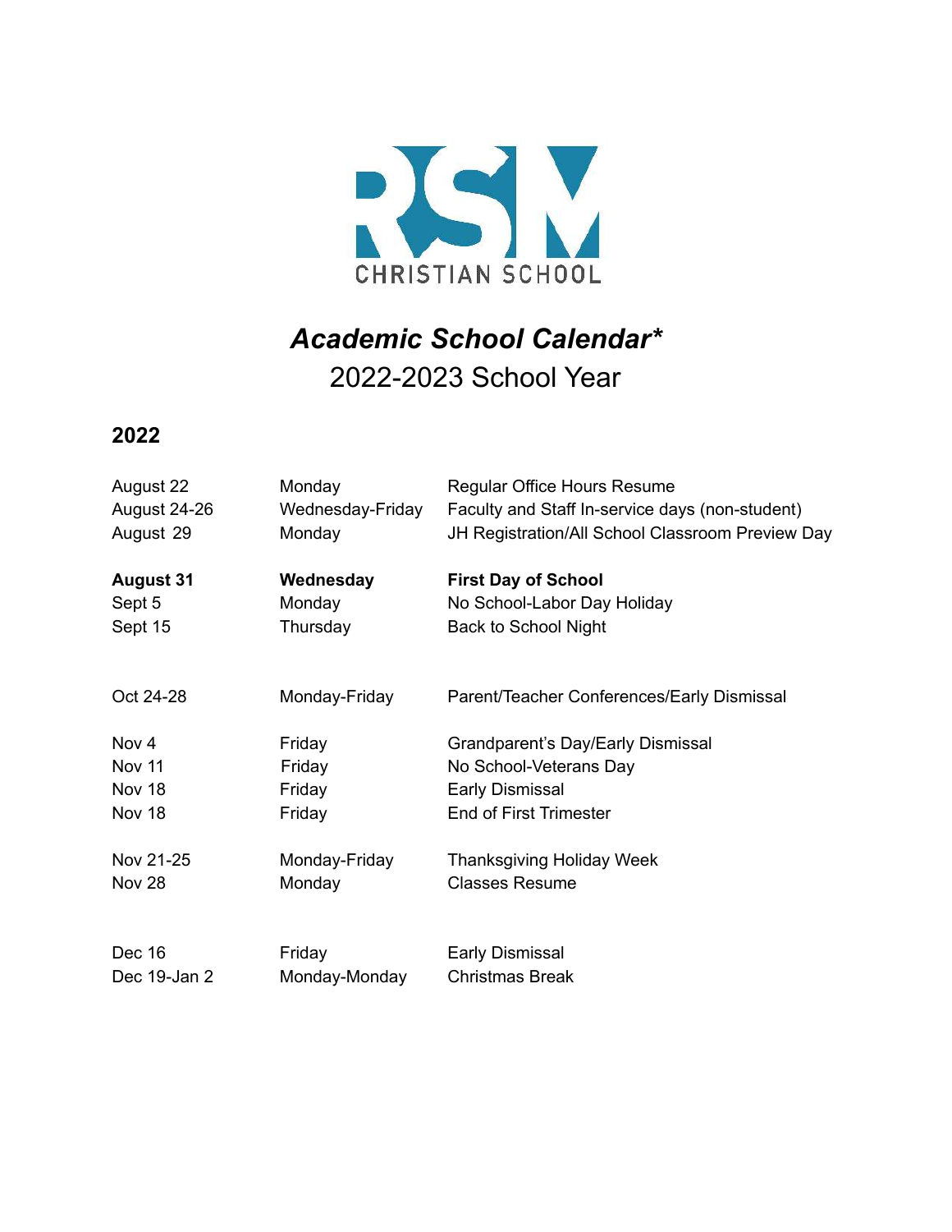RSM CHRISTIAN SCHOOL

# *Academic School Calendar**

## 2022-2023 School Year

### 2022

| | | |
|---|---|---|
| August 22 | Monday | Regular Office Hours Resume |
| August 24-26 | Wednesday-Friday | Faculty and Staff In-service days (non-student) |
| August 29 | Monday | JH Registration/All School Classroom Preview Day |
| **August 31** | **Wednesday** | **First Day of School** |
| Sept 5 | Monday | No School-Labor Day Holiday |
| Sept 15 | Thursday | Back to School Night |
| Oct 24-28 | Monday-Friday | Parent/Teacher Conferences/Early Dismissal |
| Nov 4 | Friday | Grandparent's Day/Early Dismissal |
| Nov 11 | Friday | No School-Veterans Day |
| Nov 18 | Friday | Early Dismissal |
| Nov 18 | Friday | End of First Trimester |
| Nov 21-25 | Monday-Friday | Thanksgiving Holiday Week |
| Nov 28 | Monday | Classes Resume |
| Dec 16 | Friday | Early Dismissal |
| Dec 19-Jan 2 | Monday-Monday | Christmas Break |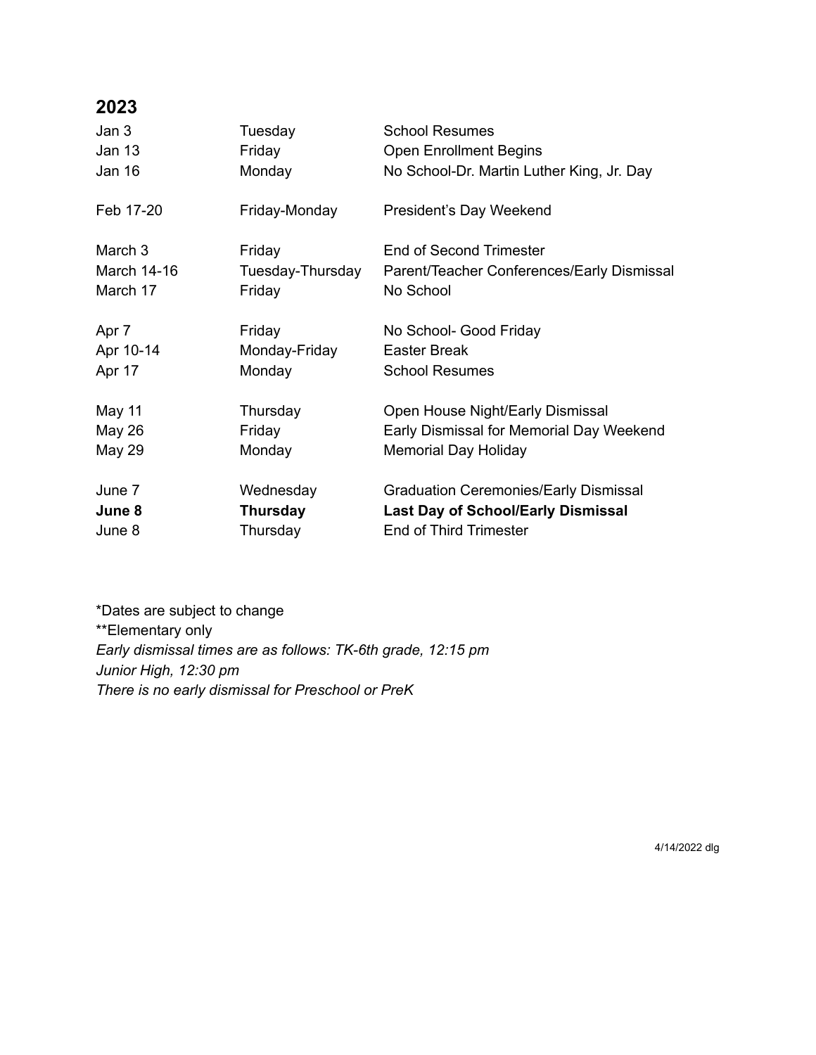## 2023

| | | |
|---|---|---|
| Jan 3 | Tuesday | School Resumes |
| Jan 13 | Friday | Open Enrollment Begins |
| Jan 16 | Monday | No School-Dr. Martin Luther King, Jr. Day |
| Feb 17-20 | Friday-Monday | President's Day Weekend |
| March 3 | Friday | End of Second Trimester |
| March 14-16 | Tuesday-Thursday | Parent/Teacher Conferences/Early Dismissal |
| March 17 | Friday | No School |
| Apr 7 | Friday | No School- Good Friday |
| Apr 10-14 | Monday-Friday | Easter Break |
| Apr 17 | Monday | School Resumes |
| May 11 | Thursday | Open House Night/Early Dismissal |
| May 26 | Friday | Early Dismissal for Memorial Day Weekend |
| May 29 | Monday | Memorial Day Holiday |
| June 7 | Wednesday | Graduation Ceremonies/Early Dismissal |
| **June 8** | **Thursday** | **Last Day of School/Early Dismissal** |
| June 8 | Thursday | End of Third Trimester |

*Dates are subject to change
**Elementary only
*Early dismissal times are as follows: TK-6th grade, 12:15 pm*
*Junior High, 12:30 pm*
*There is no early dismissal for Preschool or PreK*

4/14/2022 dlg